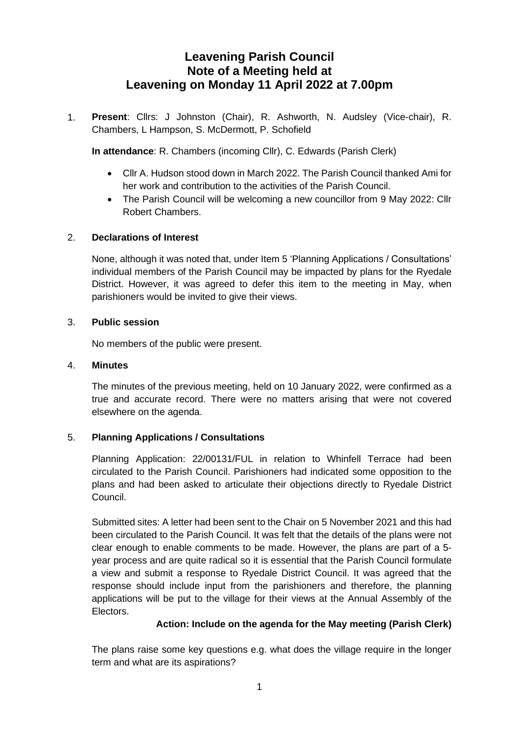# Leavening Parish Council
# Note of a Meeting held at
# Leavening on Monday 11 April 2022 at 7.00pm

1. **Present**: Cllrs: J Johnston (Chair), R. Ashworth, N. Audsley (Vice-chair), R. Chambers, L Hampson, S. McDermott, P. Schofield

   **In attendance**: R. Chambers (incoming Cllr), C. Edwards (Parish Clerk)

   - Cllr A. Hudson stood down in March 2022. The Parish Council thanked Ami for her work and contribution to the activities of the Parish Council.
   - The Parish Council will be welcoming a new councillor from 9 May 2022: Cllr Robert Chambers.

2. **Declarations of Interest**

   None, although it was noted that, under Item 5 'Planning Applications / Consultations' individual members of the Parish Council may be impacted by plans for the Ryedale District. However, it was agreed to defer this item to the meeting in May, when parishioners would be invited to give their views.

3. **Public session**

   No members of the public were present.

4. **Minutes**

   The minutes of the previous meeting, held on 10 January 2022, were confirmed as a true and accurate record. There were no matters arising that were not covered elsewhere on the agenda.

5. **Planning Applications / Consultations**

   Planning Application: 22/00131/FUL in relation to Whinfell Terrace had been circulated to the Parish Council. Parishioners had indicated some opposition to the plans and had been asked to articulate their objections directly to Ryedale District Council.

   Submitted sites: A letter had been sent to the Chair on 5 November 2021 and this had been circulated to the Parish Council. It was felt that the details of the plans were not clear enough to enable comments to be made. However, the plans are part of a 5-year process and are quite radical so it is essential that the Parish Council formulate a view and submit a response to Ryedale District Council. It was agreed that the response should include input from the parishioners and therefore, the planning applications will be put to the village for their views at the Annual Assembly of the Electors.

   **Action: Include on the agenda for the May meeting (Parish Clerk)**

   The plans raise some key questions e.g. what does the village require in the longer term and what are its aspirations?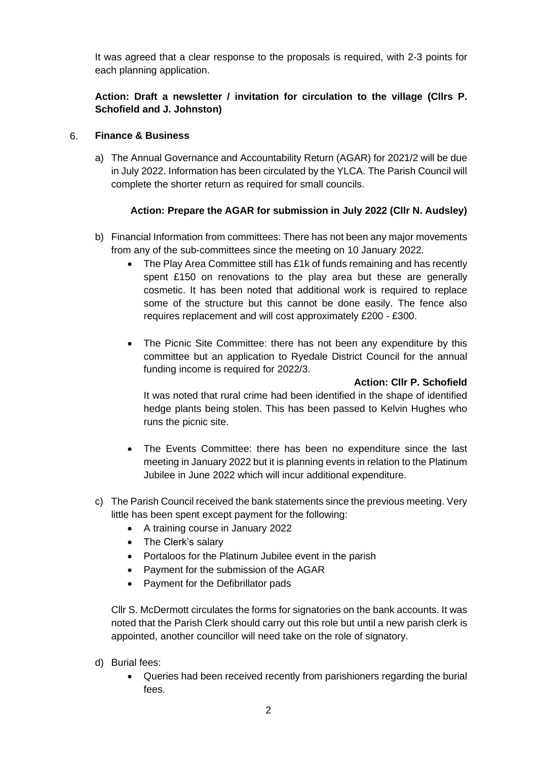It was agreed that a clear response to the proposals is required, with 2-3 points for each planning application.

**Action: Draft a newsletter / invitation for circulation to the village (Cllrs P. Schofield and J. Johnston)**

6. **Finance & Business**

a) The Annual Governance and Accountability Return (AGAR) for 2021/2 will be due in July 2022. Information has been circulated by the YLCA. The Parish Council will complete the shorter return as required for small councils.

**Action: Prepare the AGAR for submission in July 2022 (Cllr N. Audsley)**

b) Financial Information from committees: There has not been any major movements from any of the sub-committees since the meeting on 10 January 2022.

- The Play Area Committee still has £1k of funds remaining and has recently spent £150 on renovations to the play area but these are generally cosmetic. It has been noted that additional work is required to replace some of the structure but this cannot be done easily. The fence also requires replacement and will cost approximately £200 - £300.

- The Picnic Site Committee: there has not been any expenditure by this committee but an application to Ryedale District Council for the annual funding income is required for 2022/3.

  **Action: Cllr P. Schofield**

  It was noted that rural crime had been identified in the shape of identified hedge plants being stolen. This has been passed to Kelvin Hughes who runs the picnic site.

- The Events Committee: there has been no expenditure since the last meeting in January 2022 but it is planning events in relation to the Platinum Jubilee in June 2022 which will incur additional expenditure.

c) The Parish Council received the bank statements since the previous meeting. Very little has been spent except payment for the following:

- A training course in January 2022
- The Clerk's salary
- Portaloos for the Platinum Jubilee event in the parish
- Payment for the submission of the AGAR
- Payment for the Defibrillator pads

Cllr S. McDermott circulates the forms for signatories on the bank accounts. It was noted that the Parish Clerk should carry out this role but until a new parish clerk is appointed, another councillor will need take on the role of signatory.

d) Burial fees:

- Queries had been received recently from parishioners regarding the burial fees.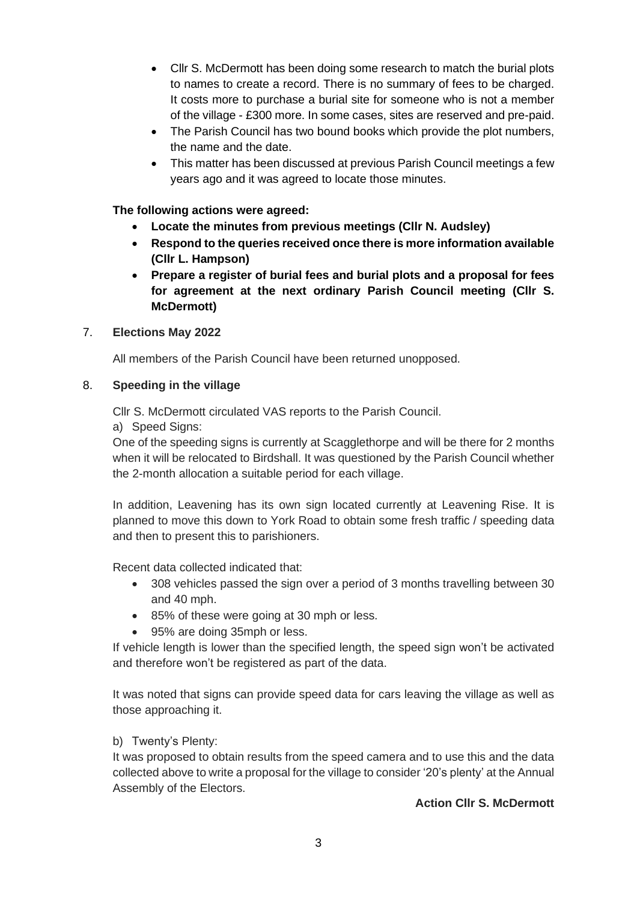- Cllr S. McDermott has been doing some research to match the burial plots to names to create a record. There is no summary of fees to be charged. It costs more to purchase a burial site for someone who is not a member of the village - £300 more. In some cases, sites are reserved and pre-paid.
- The Parish Council has two bound books which provide the plot numbers, the name and the date.
- This matter has been discussed at previous Parish Council meetings a few years ago and it was agreed to locate those minutes.

**The following actions were agreed:**

- **Locate the minutes from previous meetings (Cllr N. Audsley)**
- **Respond to the queries received once there is more information available (Cllr L. Hampson)**
- **Prepare a register of burial fees and burial plots and a proposal for fees for agreement at the next ordinary Parish Council meeting (Cllr S. McDermott)**

7. **Elections May 2022**

All members of the Parish Council have been returned unopposed.

8. **Speeding in the village**

Cllr S. McDermott circulated VAS reports to the Parish Council.

a) Speed Signs:

One of the speeding signs is currently at Scagglethorpe and will be there for 2 months when it will be relocated to Birdshall. It was questioned by the Parish Council whether the 2-month allocation a suitable period for each village.

In addition, Leavening has its own sign located currently at Leavening Rise. It is planned to move this down to York Road to obtain some fresh traffic / speeding data and then to present this to parishioners.

Recent data collected indicated that:

- 308 vehicles passed the sign over a period of 3 months travelling between 30 and 40 mph.
- 85% of these were going at 30 mph or less.
- 95% are doing 35mph or less.

If vehicle length is lower than the specified length, the speed sign won't be activated and therefore won't be registered as part of the data.

It was noted that signs can provide speed data for cars leaving the village as well as those approaching it.

b) Twenty's Plenty:

It was proposed to obtain results from the speed camera and to use this and the data collected above to write a proposal for the village to consider '20's plenty' at the Annual Assembly of the Electors.

**Action Cllr S. McDermott**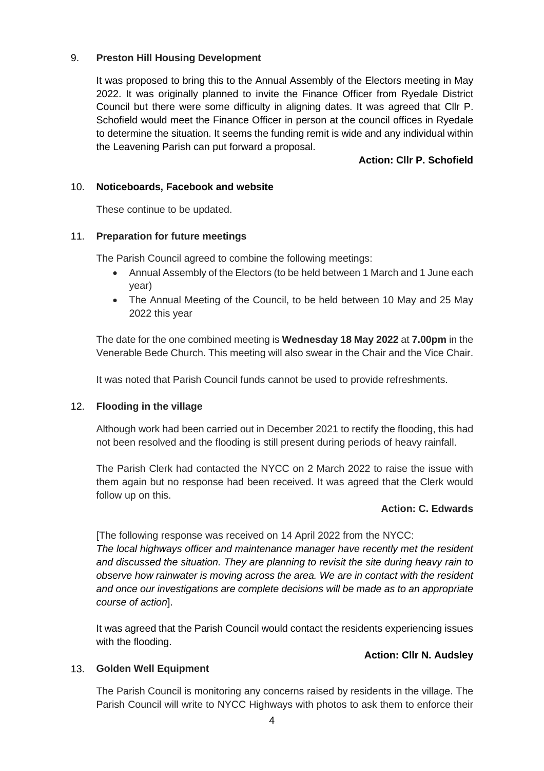## 9. **Preston Hill Housing Development**

It was proposed to bring this to the Annual Assembly of the Electors meeting in May 2022. It was originally planned to invite the Finance Officer from Ryedale District Council but there were some difficulty in aligning dates. It was agreed that Cllr P. Schofield would meet the Finance Officer in person at the council offices in Ryedale to determine the situation. It seems the funding remit is wide and any individual within the Leavening Parish can put forward a proposal.

**Action: Cllr P. Schofield**

## 10. **Noticeboards, Facebook and website**

These continue to be updated.

## 11. **Preparation for future meetings**

The Parish Council agreed to combine the following meetings:

- Annual Assembly of the Electors (to be held between 1 March and 1 June each year)
- The Annual Meeting of the Council, to be held between 10 May and 25 May 2022 this year

The date for the one combined meeting is **Wednesday 18 May 2022** at **7.00pm** in the Venerable Bede Church. This meeting will also swear in the Chair and the Vice Chair.

It was noted that Parish Council funds cannot be used to provide refreshments.

## 12. **Flooding in the village**

Although work had been carried out in December 2021 to rectify the flooding, this had not been resolved and the flooding is still present during periods of heavy rainfall.

The Parish Clerk had contacted the NYCC on 2 March 2022 to raise the issue with them again but no response had been received. It was agreed that the Clerk would follow up on this.

**Action: C. Edwards**

[The following response was received on 14 April 2022 from the NYCC:
*The local highways officer and maintenance manager have recently met the resident and discussed the situation. They are planning to revisit the site during heavy rain to observe how rainwater is moving across the area. We are in contact with the resident and once our investigations are complete decisions will be made as to an appropriate course of action*].

It was agreed that the Parish Council would contact the residents experiencing issues with the flooding.

**Action: Cllr N. Audsley**

## 13. **Golden Well Equipment**

The Parish Council is monitoring any concerns raised by residents in the village. The Parish Council will write to NYCC Highways with photos to ask them to enforce their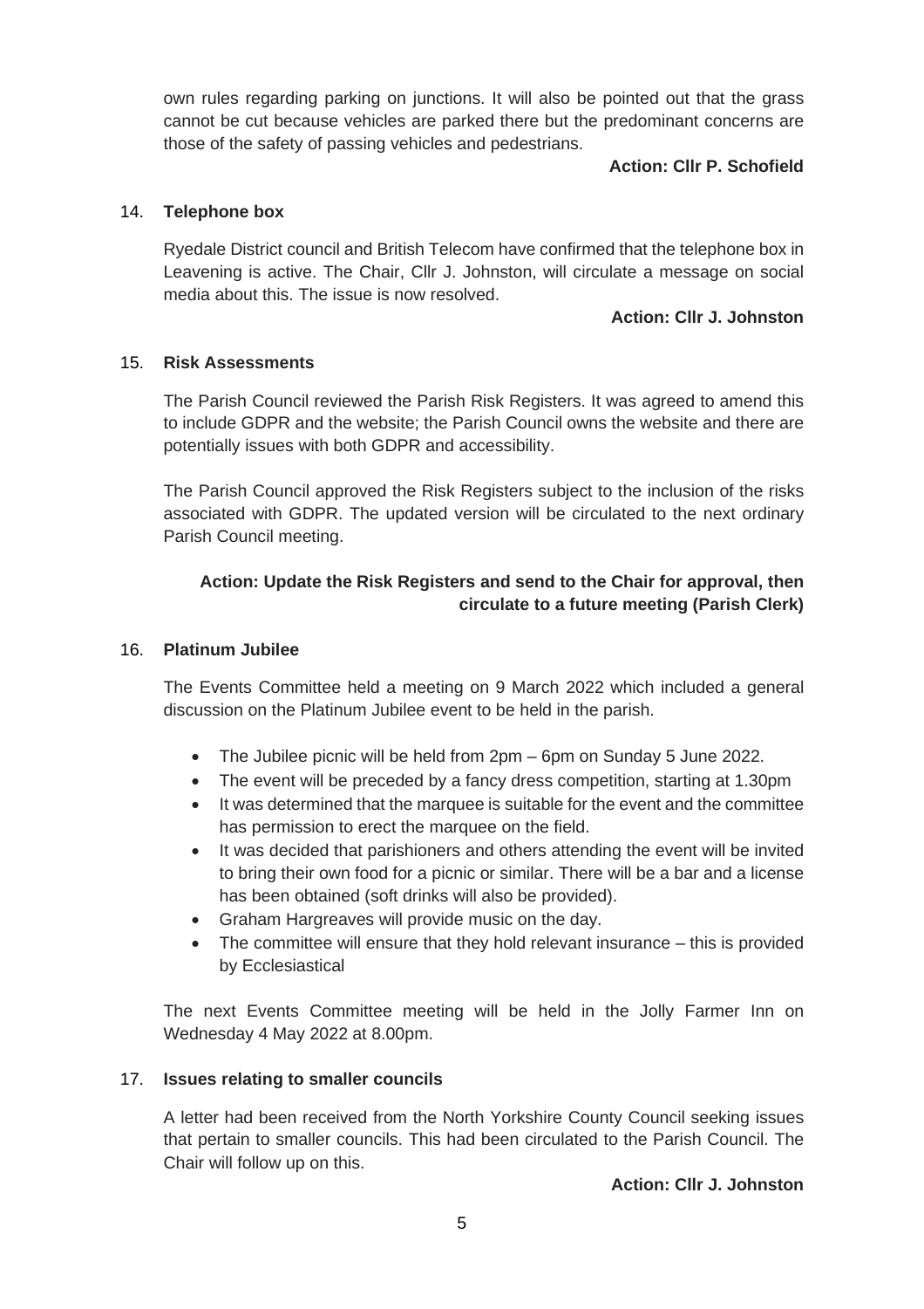own rules regarding parking on junctions. It will also be pointed out that the grass cannot be cut because vehicles are parked there but the predominant concerns are those of the safety of passing vehicles and pedestrians.

**Action: Cllr P. Schofield**

## 14. Telephone box

Ryedale District council and British Telecom have confirmed that the telephone box in Leavening is active. The Chair, Cllr J. Johnston, will circulate a message on social media about this. The issue is now resolved.

**Action: Cllr J. Johnston**

## 15. Risk Assessments

The Parish Council reviewed the Parish Risk Registers. It was agreed to amend this to include GDPR and the website; the Parish Council owns the website and there are potentially issues with both GDPR and accessibility.

The Parish Council approved the Risk Registers subject to the inclusion of the risks associated with GDPR. The updated version will be circulated to the next ordinary Parish Council meeting.

**Action: Update the Risk Registers and send to the Chair for approval, then circulate to a future meeting (Parish Clerk)**

## 16. Platinum Jubilee

The Events Committee held a meeting on 9 March 2022 which included a general discussion on the Platinum Jubilee event to be held in the parish.

- The Jubilee picnic will be held from 2pm – 6pm on Sunday 5 June 2022.
- The event will be preceded by a fancy dress competition, starting at 1.30pm
- It was determined that the marquee is suitable for the event and the committee has permission to erect the marquee on the field.
- It was decided that parishioners and others attending the event will be invited to bring their own food for a picnic or similar. There will be a bar and a license has been obtained (soft drinks will also be provided).
- Graham Hargreaves will provide music on the day.
- The committee will ensure that they hold relevant insurance – this is provided by Ecclesiastical

The next Events Committee meeting will be held in the Jolly Farmer Inn on Wednesday 4 May 2022 at 8.00pm.

## 17. Issues relating to smaller councils

A letter had been received from the North Yorkshire County Council seeking issues that pertain to smaller councils. This had been circulated to the Parish Council. The Chair will follow up on this.

**Action: Cllr J. Johnston**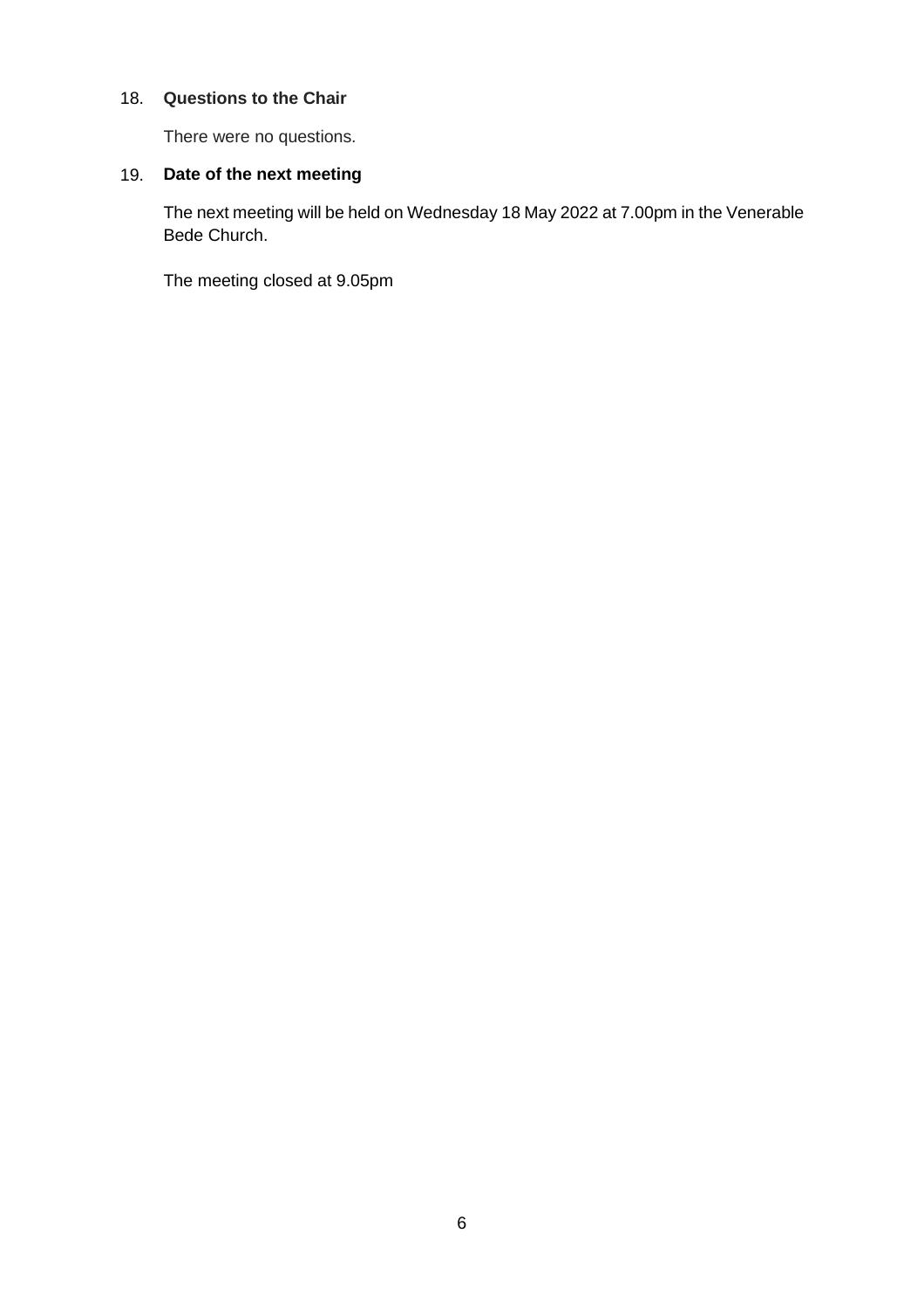18. **Questions to the Chair**

    There were no questions.

19. **Date of the next meeting**

    The next meeting will be held on Wednesday 18 May 2022 at 7.00pm in the Venerable Bede Church.

    The meeting closed at 9.05pm